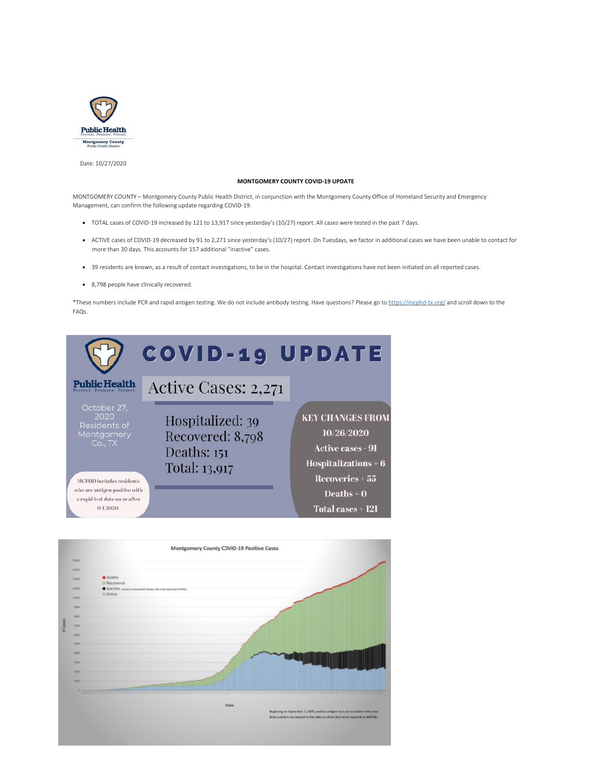Date: 10/27/2020

**MONTGOMERY COUNTY COVID-19 UPDATE**

MONTGOMERY COUNTY – Montgomery County Public Health District, in conjunction with the Montgomery County Office of Homeland Security and Emergency Management, can confirm the following update regarding COVID-19.

- TOTAL cases of COVID-19 increased by 121 to 13,917 since yesterday's (10/27) report. All cases were tested in the past 7 days.
- ACTIVE cases of COVID-19 decreased by 91 to 2,271 since yesterday's (10/27) report. On Tuesdays, we factor in additional cases we have been unable to contact for more than 30 days. This accounts for 157 additional "inactive" cases.
- 39 residents are known, as a result of contact investigations, to be in the hospital. Contact investigations have not been initiated on all reported cases.
- 8,798 people have clinically recovered.

*These numbers include PCR and rapid antigen testing. We do not include antibody testing. Have questions? Please go to https://mcphd-tx.org/ and scroll down to the FAQs.

**COVID-19 UPDATE**

October 27, 2020
Residents of Montgomery Co., TX

Active Cases: 2,271

Hospitalized: 39
Recovered: 8,798
Deaths: 151
Total: 13,917

MCPHD includes residents who are antigen positive with a rapid test date on or after 9/1/2020.

**KEY CHANGES FROM 10/26/2020**

Active cases - 91
Hospitalizations + 6
Recoveries + 55
Deaths + 0
Total cases + 121

**Montgomery County COVID-19 Positive Cases**

Beginning on September 1, 2020, positive antigen tests are included in this data.
Daily numbers correspond to the date on which they were reported to MCPHD.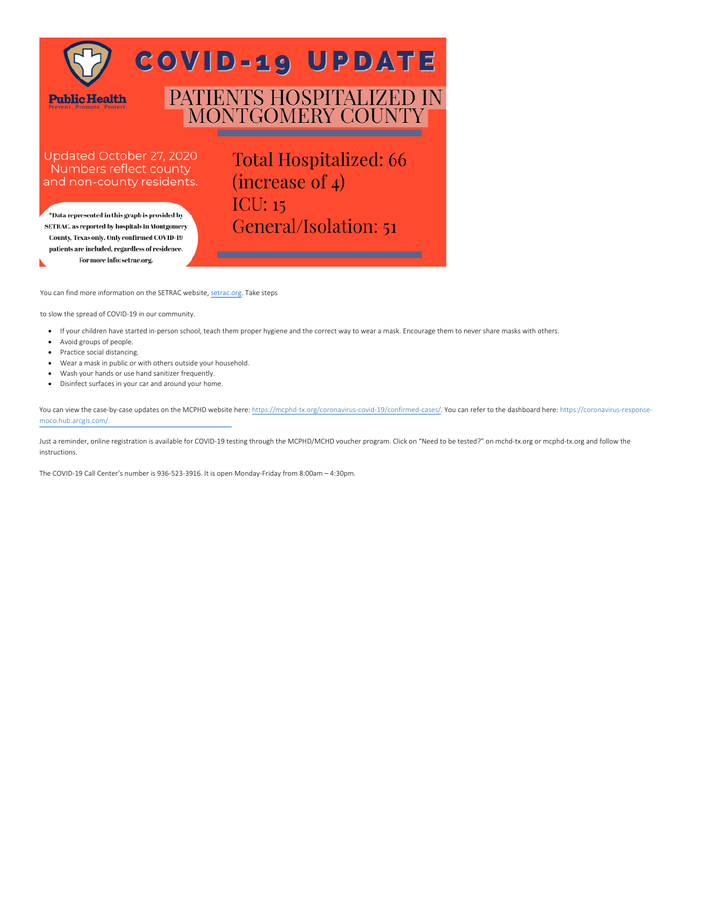# COVID-19 UPDATE

## PATIENTS HOSPITALIZED IN MONTGOMERY COUNTY

Public Health
Prevent. Promote. Protect.

Updated October 27, 2020
Numbers reflect county and non-county residents.

*Data represented in this graph is provided by SETRAC, as reported by hospitals in Montgomery County, Texas only. Only confirmed COVID-19 patients are included, regardless of residence. For more info: setrac.org.

Total Hospitalized: 66 (increase of 4)
ICU: 15
General/Isolation: 51

You can find more information on the SETRAC website, setrac.org. Take steps

to slow the spread of COVID-19 in our community.

- If your children have started in-person school, teach them proper hygiene and the correct way to wear a mask. Encourage them to never share masks with others.
- Avoid groups of people.
- Practice social distancing.
- Wear a mask in public or with others outside your household.
- Wash your hands or use hand sanitizer frequently.
- Disinfect surfaces in your car and around your home.

You can view the case-by-case updates on the MCPHD website here: https://mcphd-tx.org/coronavirus-covid-19/confirmed-cases/. You can refer to the dashboard here: https://coronavirus-response-moco.hub.arcgis.com/.

Just a reminder, online registration is available for COVID-19 testing through the MCPHD/MCHD voucher program. Click on "Need to be tested?" on mchd-tx.org or mcphd-tx.org and follow the instructions.

The COVID-19 Call Center's number is 936-523-3916. It is open Monday-Friday from 8:00am – 4:30pm.